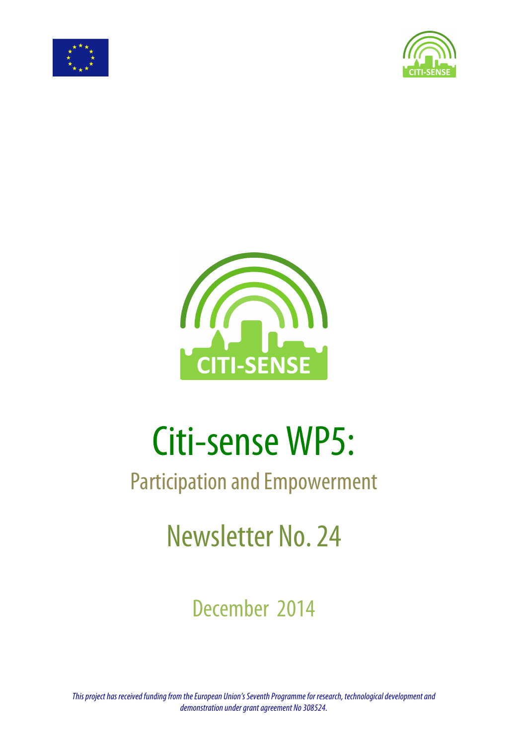# Citi-sense WP5:

## Participation and Empowerment

## Newsletter No. 24

December 2014

*This project has received funding from the European Union's Seventh Programme for research, technological development and demonstration under grant agreement No 308524.*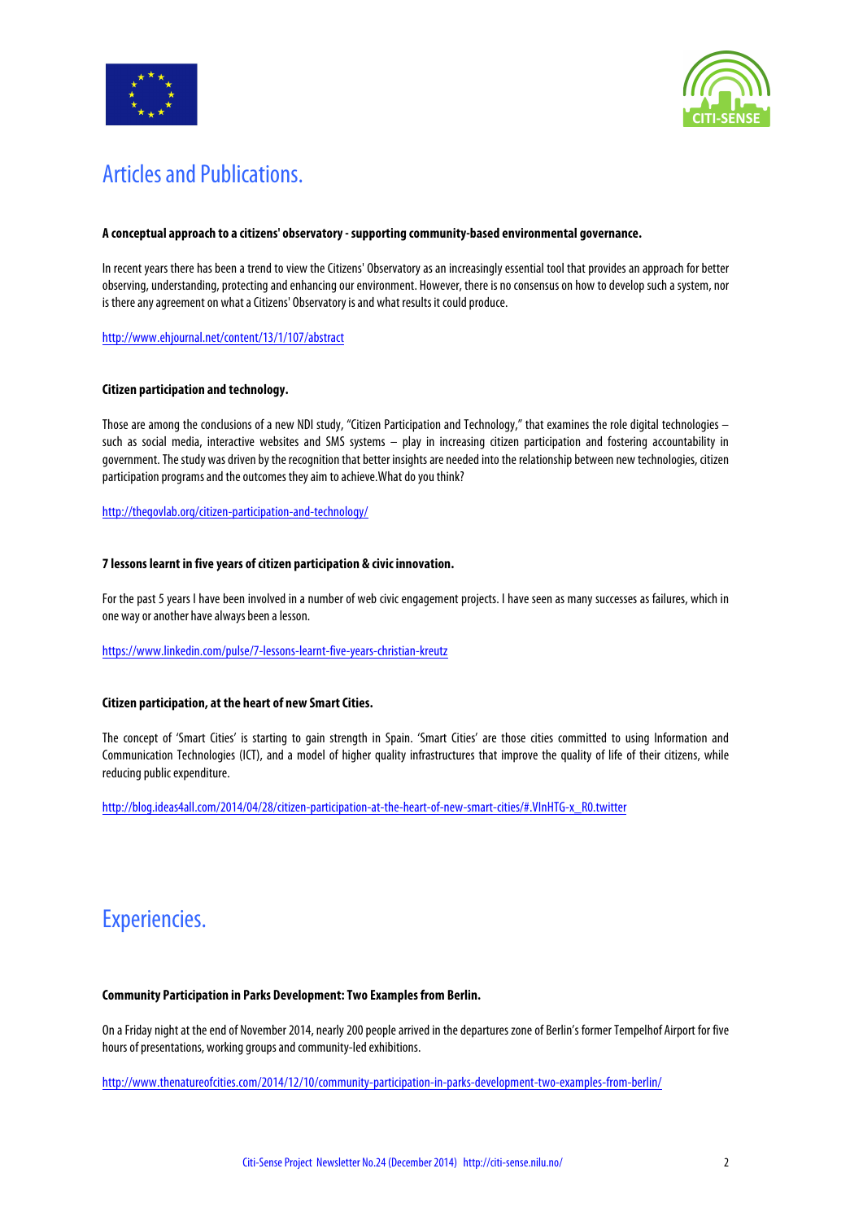# Articles and Publications.

**A conceptual approach to a citizens' observatory - supporting community-based environmental governance.**

In recent years there has been a trend to view the Citizens' Observatory as an increasingly essential tool that provides an approach for better observing, understanding, protecting and enhancing our environment. However, there is no consensus on how to develop such a system, nor is there any agreement on what a Citizens' Observatory is and what results it could produce.

http://www.ehjournal.net/content/13/1/107/abstract

**Citizen participation and technology.**

Those are among the conclusions of a new NDI study, "Citizen Participation and Technology," that examines the role digital technologies – such as social media, interactive websites and SMS systems – play in increasing citizen participation and fostering accountability in government. The study was driven by the recognition that better insights are needed into the relationship between new technologies, citizen participation programs and the outcomes they aim to achieve.What do you think?

http://thegovlab.org/citizen-participation-and-technology/

**7 lessons learnt in five years of citizen participation & civic innovation.**

For the past 5 years I have been involved in a number of web civic engagement projects. I have seen as many successes as failures, which in one way or another have always been a lesson.

https://www.linkedin.com/pulse/7-lessons-learnt-five-years-christian-kreutz

**Citizen participation, at the heart of new Smart Cities.**

The concept of 'Smart Cities' is starting to gain strength in Spain. 'Smart Cities' are those cities committed to using Information and Communication Technologies (ICT), and a model of higher quality infrastructures that improve the quality of life of their citizens, while reducing public expenditure.

http://blog.ideas4all.com/2014/04/28/citizen-participation-at-the-heart-of-new-smart-cities/#.VInHTG-x_R0.twitter

# Experiencies.

**Community Participation in Parks Development: Two Examples from Berlin.**

On a Friday night at the end of November 2014, nearly 200 people arrived in the departures zone of Berlin's former Tempelhof Airport for five hours of presentations, working groups and community-led exhibitions.

http://www.thenatureofcities.com/2014/12/10/community-participation-in-parks-development-two-examples-from-berlin/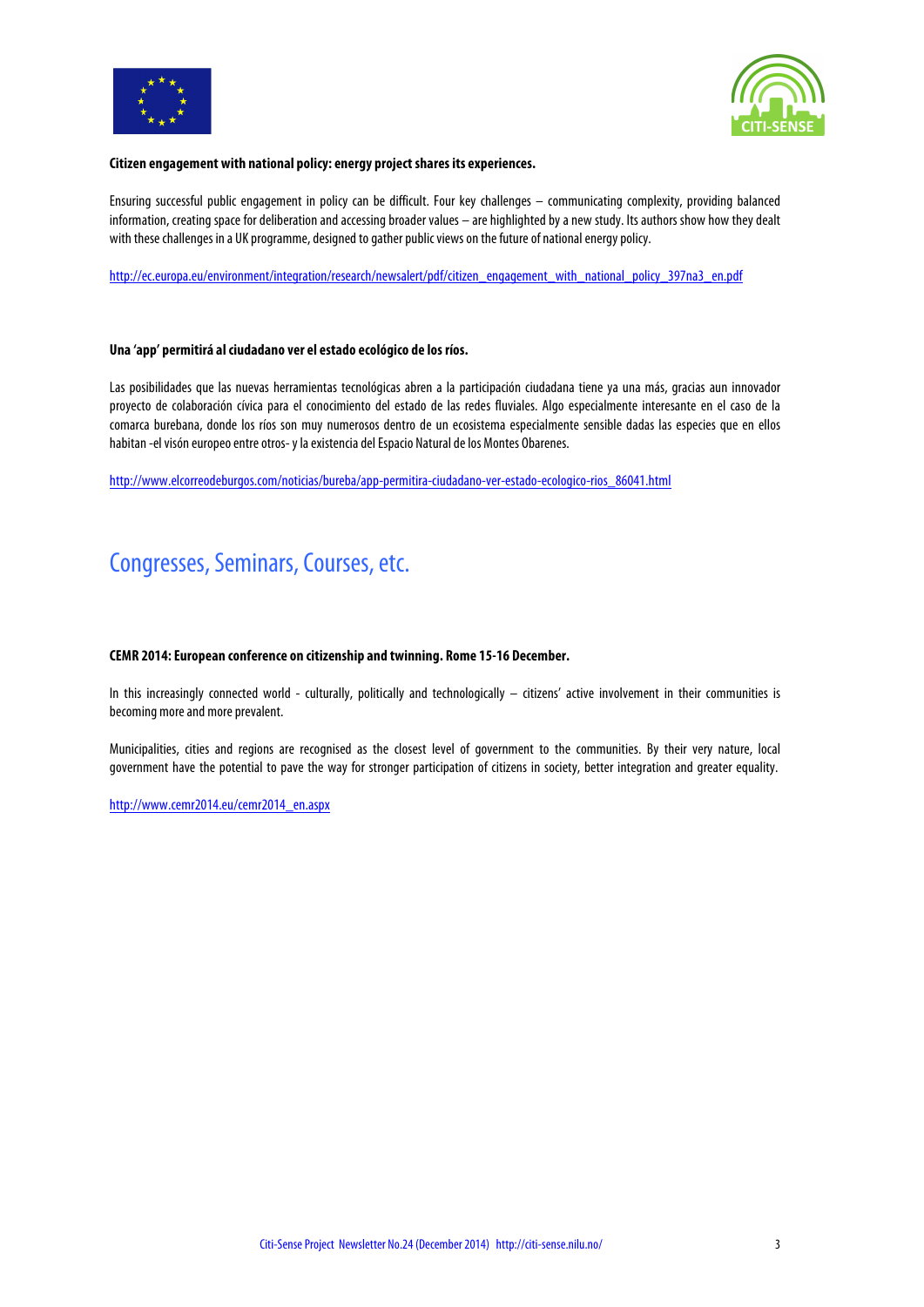**Citizen engagement with national policy: energy project shares its experiences.**

Ensuring successful public engagement in policy can be difficult. Four key challenges – communicating complexity, providing balanced information, creating space for deliberation and accessing broader values – are highlighted by a new study. Its authors show how they dealt with these challenges in a UK programme, designed to gather public views on the future of national energy policy.

http://ec.europa.eu/environment/integration/research/newsalert/pdf/citizen_engagement_with_national_policy_397na3_en.pdf

**Una 'app' permitirá al ciudadano ver el estado ecológico de los ríos.**

Las posibilidades que las nuevas herramientas tecnológicas abren a la participación ciudadana tiene ya una más, gracias aun innovador proyecto de colaboración cívica para el conocimiento del estado de las redes fluviales. Algo especialmente interesante en el caso de la comarca burebana, donde los ríos son muy numerosos dentro de un ecosistema especialmente sensible dadas las especies que en ellos habitan -el visón europeo entre otros- y la existencia del Espacio Natural de los Montes Obarenes.

http://www.elcorreodeburgos.com/noticias/bureba/app-permitira-ciudadano-ver-estado-ecologico-rios_86041.html

# Congresses, Seminars, Courses, etc.

**CEMR 2014: European conference on citizenship and twinning. Rome 15-16 December.**

In this increasingly connected world - culturally, politically and technologically – citizens' active involvement in their communities is becoming more and more prevalent.

Municipalities, cities and regions are recognised as the closest level of government to the communities. By their very nature, local government have the potential to pave the way for stronger participation of citizens in society, better integration and greater equality.

http://www.cemr2014.eu/cemr2014_en.aspx